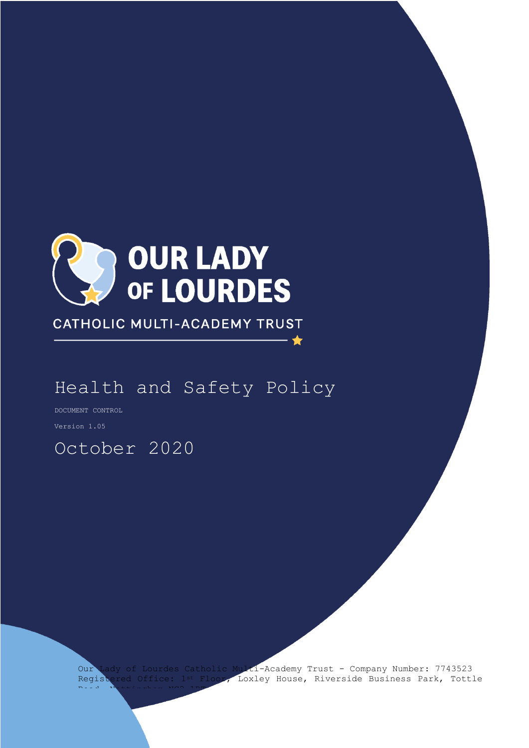OUR LADY OF LOURDES

CATHOLIC MULTI-ACADEMY TRUST

# Health and Safety Policy

DOCUMENT CONTROL

Version 1.05

October 2020

Our Lady of Lourdes Catholic Multi-Academy Trust - Company Number: 7743523
Registered Office: 1st Floor, Loxley House, Riverside Business Park, Tottle Road, Nottingham NG2 1RT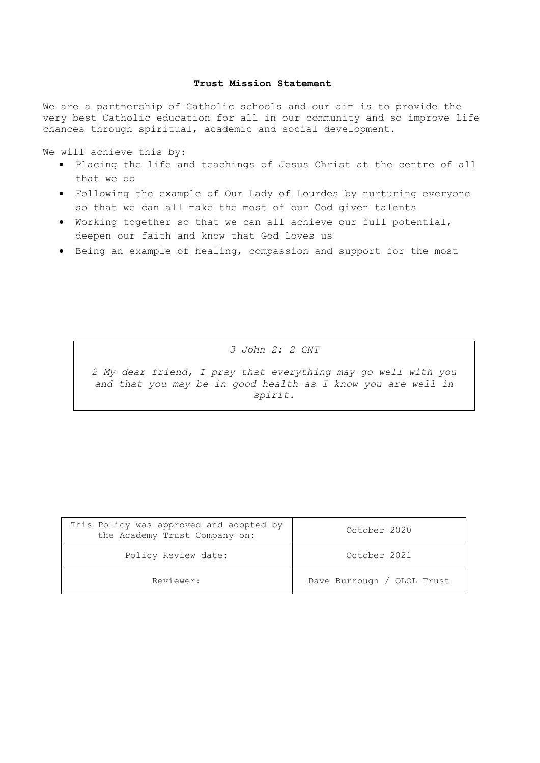**Trust Mission Statement**

We are a partnership of Catholic schools and our aim is to provide the very best Catholic education for all in our community and so improve life chances through spiritual, academic and social development.

We will achieve this by:

- Placing the life and teachings of Jesus Christ at the centre of all that we do
- Following the example of Our Lady of Lourdes by nurturing everyone so that we can all make the most of our God given talents
- Working together so that we can all achieve our full potential, deepen our faith and know that God loves us
- Being an example of healing, compassion and support for the most

*3 John 2: 2 GNT*

*2 My dear friend, I pray that everything may go well with you and that you may be in good health—as I know you are well in spirit.*

| This Policy was approved and adopted by the Academy Trust Company on: | October 2020 |
| --- | --- |
| Policy Review date: | October 2021 |
| Reviewer: | Dave Burrough / OLOL Trust |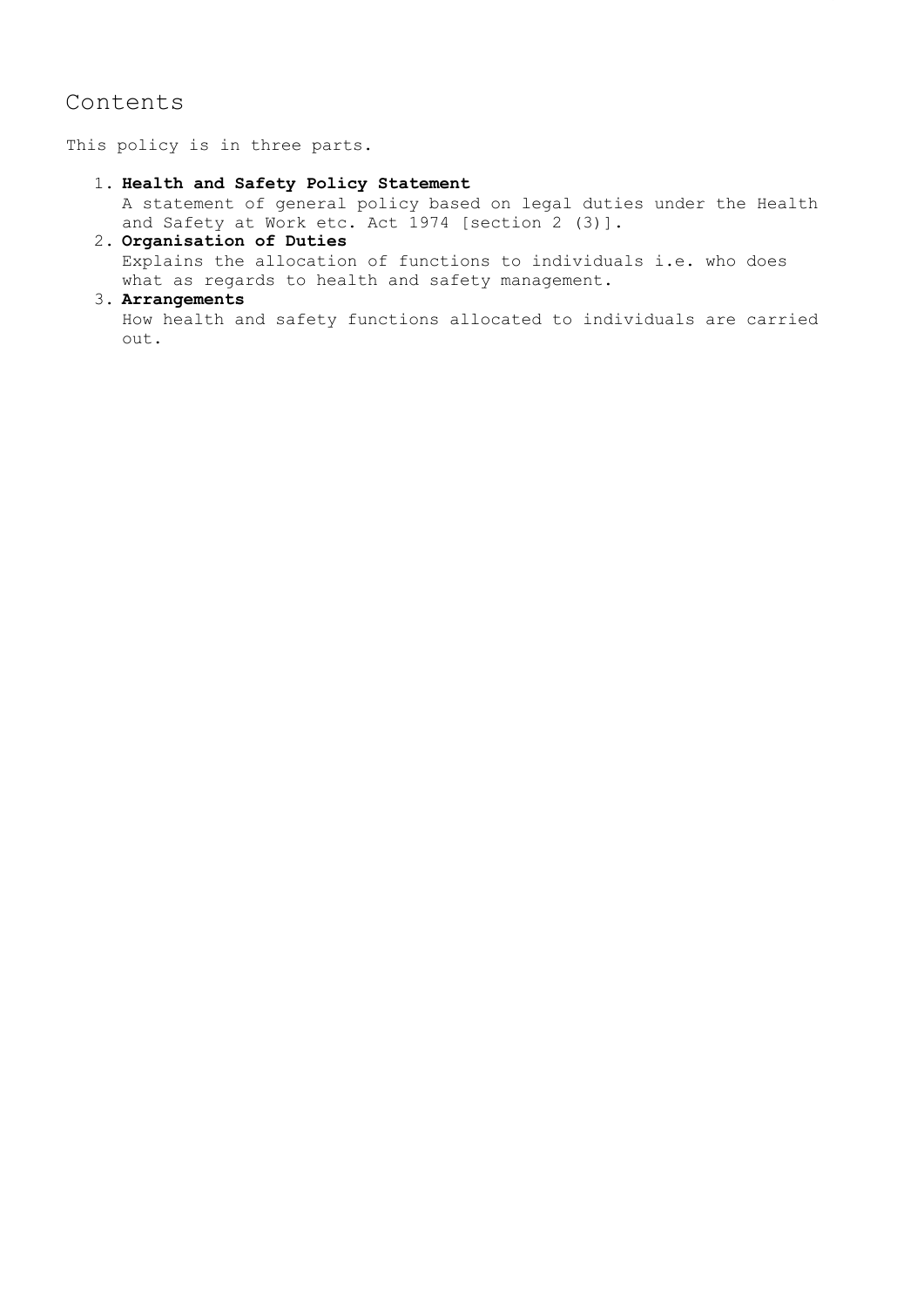# Contents

This policy is in three parts.

1. **Health and Safety Policy Statement**
   A statement of general policy based on legal duties under the Health and Safety at Work etc. Act 1974 [section 2 (3)].
2. **Organisation of Duties**
   Explains the allocation of functions to individuals i.e. who does what as regards to health and safety management.
3. **Arrangements**
   How health and safety functions allocated to individuals are carried out.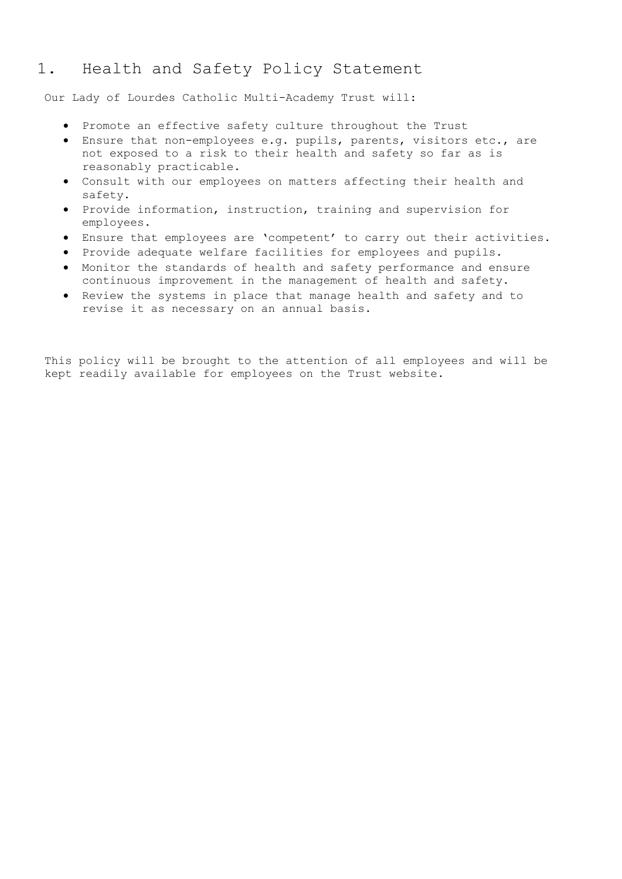# 1. Health and Safety Policy Statement

Our Lady of Lourdes Catholic Multi-Academy Trust will:

- Promote an effective safety culture throughout the Trust
- Ensure that non-employees e.g. pupils, parents, visitors etc., are not exposed to a risk to their health and safety so far as is reasonably practicable.
- Consult with our employees on matters affecting their health and safety.
- Provide information, instruction, training and supervision for employees.
- Ensure that employees are 'competent' to carry out their activities.
- Provide adequate welfare facilities for employees and pupils.
- Monitor the standards of health and safety performance and ensure continuous improvement in the management of health and safety.
- Review the systems in place that manage health and safety and to revise it as necessary on an annual basis.

This policy will be brought to the attention of all employees and will be kept readily available for employees on the Trust website.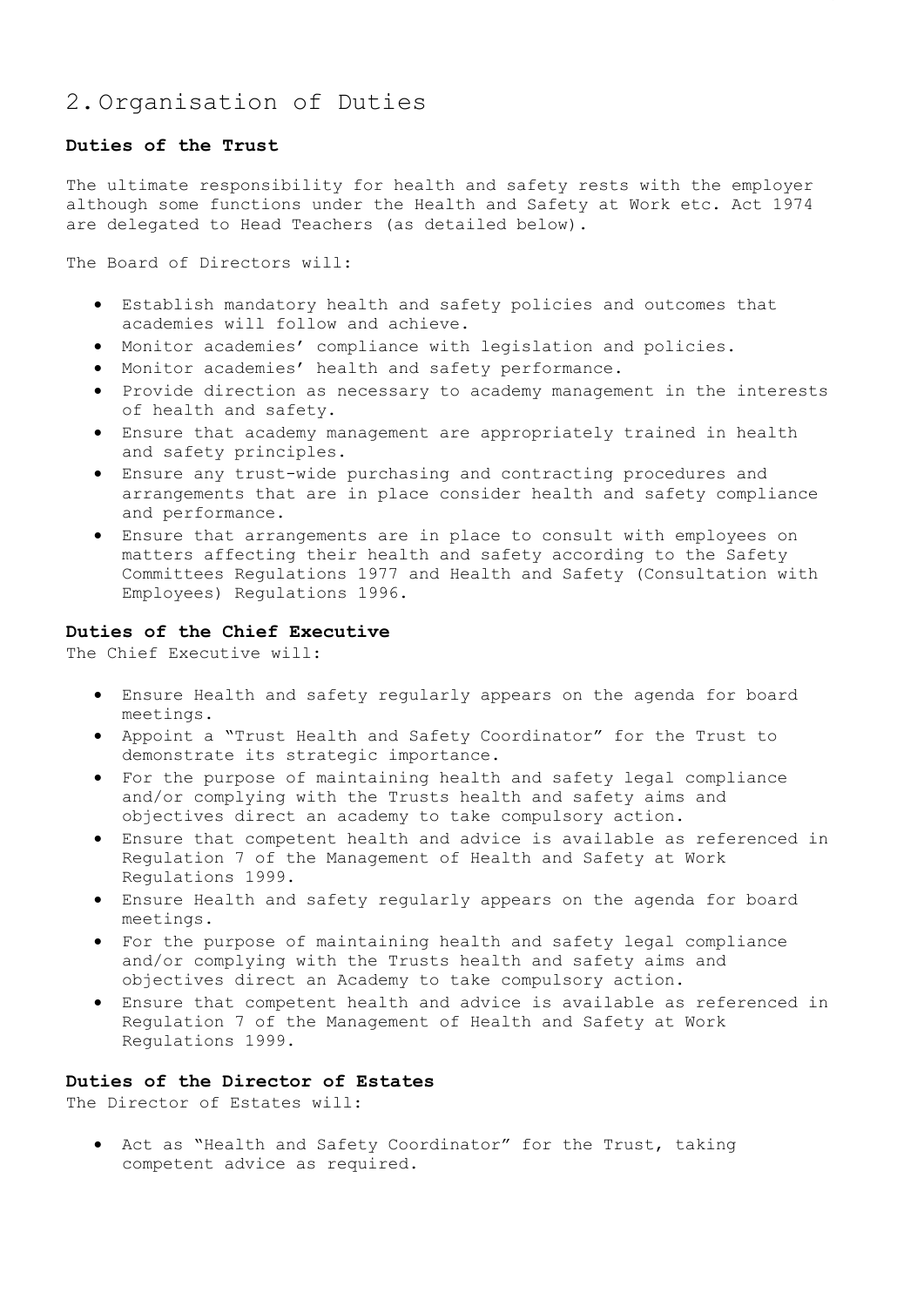## 2. Organisation of Duties

**Duties of the Trust**

The ultimate responsibility for health and safety rests with the employer although some functions under the Health and Safety at Work etc. Act 1974 are delegated to Head Teachers (as detailed below).

The Board of Directors will:

- Establish mandatory health and safety policies and outcomes that academies will follow and achieve.
- Monitor academies' compliance with legislation and policies.
- Monitor academies' health and safety performance.
- Provide direction as necessary to academy management in the interests of health and safety.
- Ensure that academy management are appropriately trained in health and safety principles.
- Ensure any trust-wide purchasing and contracting procedures and arrangements that are in place consider health and safety compliance and performance.
- Ensure that arrangements are in place to consult with employees on matters affecting their health and safety according to the Safety Committees Regulations 1977 and Health and Safety (Consultation with Employees) Regulations 1996.

**Duties of the Chief Executive**

The Chief Executive will:

- Ensure Health and safety regularly appears on the agenda for board meetings.
- Appoint a "Trust Health and Safety Coordinator" for the Trust to demonstrate its strategic importance.
- For the purpose of maintaining health and safety legal compliance and/or complying with the Trusts health and safety aims and objectives direct an academy to take compulsory action.
- Ensure that competent health and advice is available as referenced in Regulation 7 of the Management of Health and Safety at Work Regulations 1999.
- Ensure Health and safety regularly appears on the agenda for board meetings.
- For the purpose of maintaining health and safety legal compliance and/or complying with the Trusts health and safety aims and objectives direct an Academy to take compulsory action.
- Ensure that competent health and advice is available as referenced in Regulation 7 of the Management of Health and Safety at Work Regulations 1999.

**Duties of the Director of Estates**

The Director of Estates will:

- Act as "Health and Safety Coordinator" for the Trust, taking competent advice as required.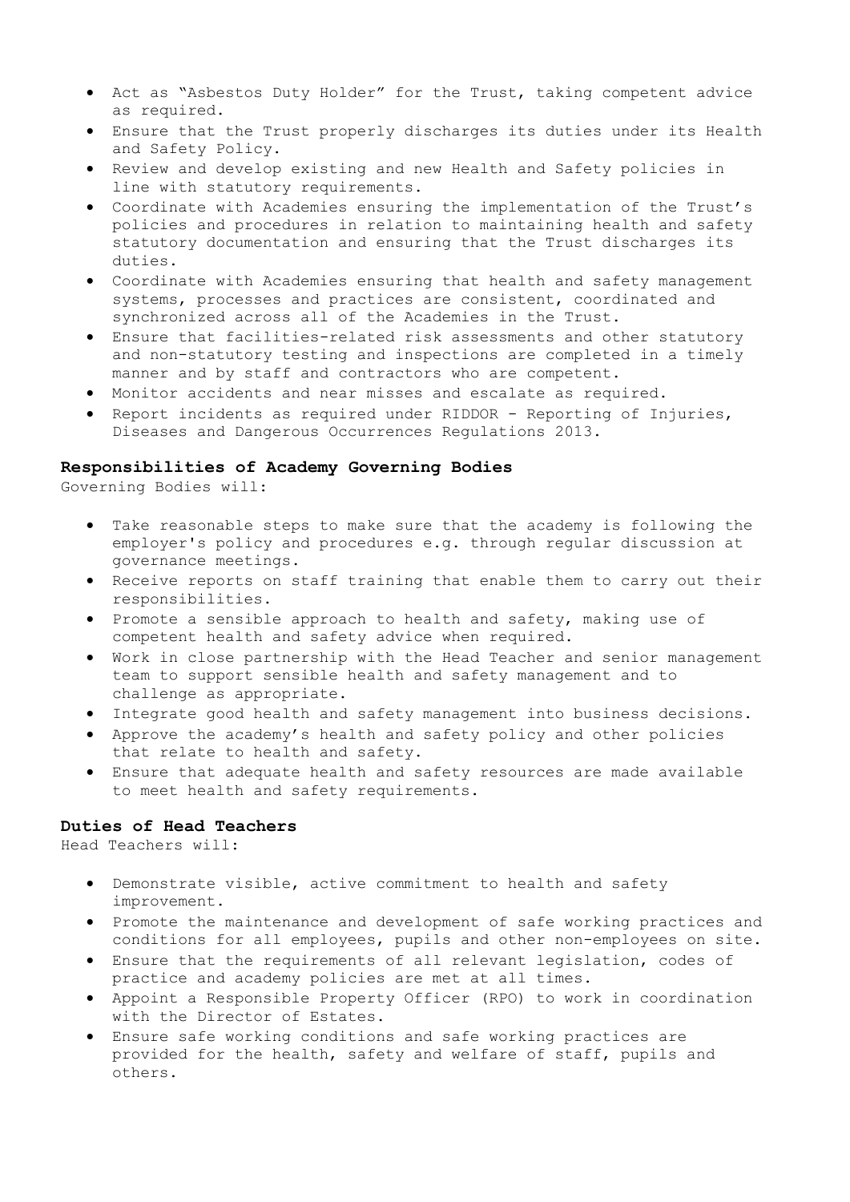- Act as "Asbestos Duty Holder" for the Trust, taking competent advice as required.
- Ensure that the Trust properly discharges its duties under its Health and Safety Policy.
- Review and develop existing and new Health and Safety policies in line with statutory requirements.
- Coordinate with Academies ensuring the implementation of the Trust's policies and procedures in relation to maintaining health and safety statutory documentation and ensuring that the Trust discharges its duties.
- Coordinate with Academies ensuring that health and safety management systems, processes and practices are consistent, coordinated and synchronized across all of the Academies in the Trust.
- Ensure that facilities-related risk assessments and other statutory and non-statutory testing and inspections are completed in a timely manner and by staff and contractors who are competent.
- Monitor accidents and near misses and escalate as required.
- Report incidents as required under RIDDOR - Reporting of Injuries, Diseases and Dangerous Occurrences Regulations 2013.

**Responsibilities of Academy Governing Bodies**

Governing Bodies will:

- Take reasonable steps to make sure that the academy is following the employer's policy and procedures e.g. through regular discussion at governance meetings.
- Receive reports on staff training that enable them to carry out their responsibilities.
- Promote a sensible approach to health and safety, making use of competent health and safety advice when required.
- Work in close partnership with the Head Teacher and senior management team to support sensible health and safety management and to challenge as appropriate.
- Integrate good health and safety management into business decisions.
- Approve the academy's health and safety policy and other policies that relate to health and safety.
- Ensure that adequate health and safety resources are made available to meet health and safety requirements.

**Duties of Head Teachers**

Head Teachers will:

- Demonstrate visible, active commitment to health and safety improvement.
- Promote the maintenance and development of safe working practices and conditions for all employees, pupils and other non-employees on site.
- Ensure that the requirements of all relevant legislation, codes of practice and academy policies are met at all times.
- Appoint a Responsible Property Officer (RPO) to work in coordination with the Director of Estates.
- Ensure safe working conditions and safe working practices are provided for the health, safety and welfare of staff, pupils and others.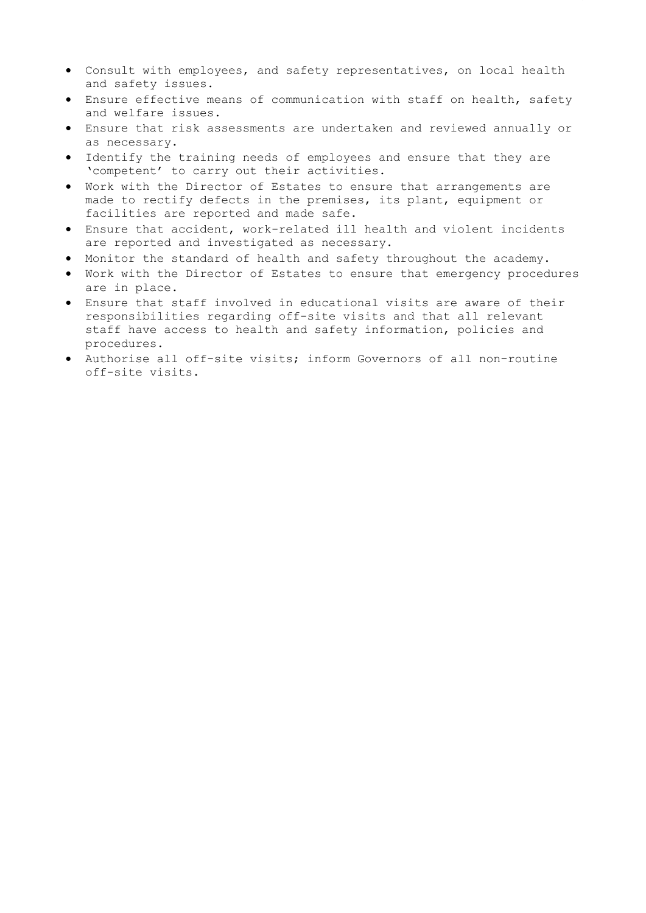- Consult with employees, and safety representatives, on local health and safety issues.
- Ensure effective means of communication with staff on health, safety and welfare issues.
- Ensure that risk assessments are undertaken and reviewed annually or as necessary.
- Identify the training needs of employees and ensure that they are 'competent' to carry out their activities.
- Work with the Director of Estates to ensure that arrangements are made to rectify defects in the premises, its plant, equipment or facilities are reported and made safe.
- Ensure that accident, work-related ill health and violent incidents are reported and investigated as necessary.
- Monitor the standard of health and safety throughout the academy.
- Work with the Director of Estates to ensure that emergency procedures are in place.
- Ensure that staff involved in educational visits are aware of their responsibilities regarding off-site visits and that all relevant staff have access to health and safety information, policies and procedures.
- Authorise all off-site visits; inform Governors of all non-routine off-site visits.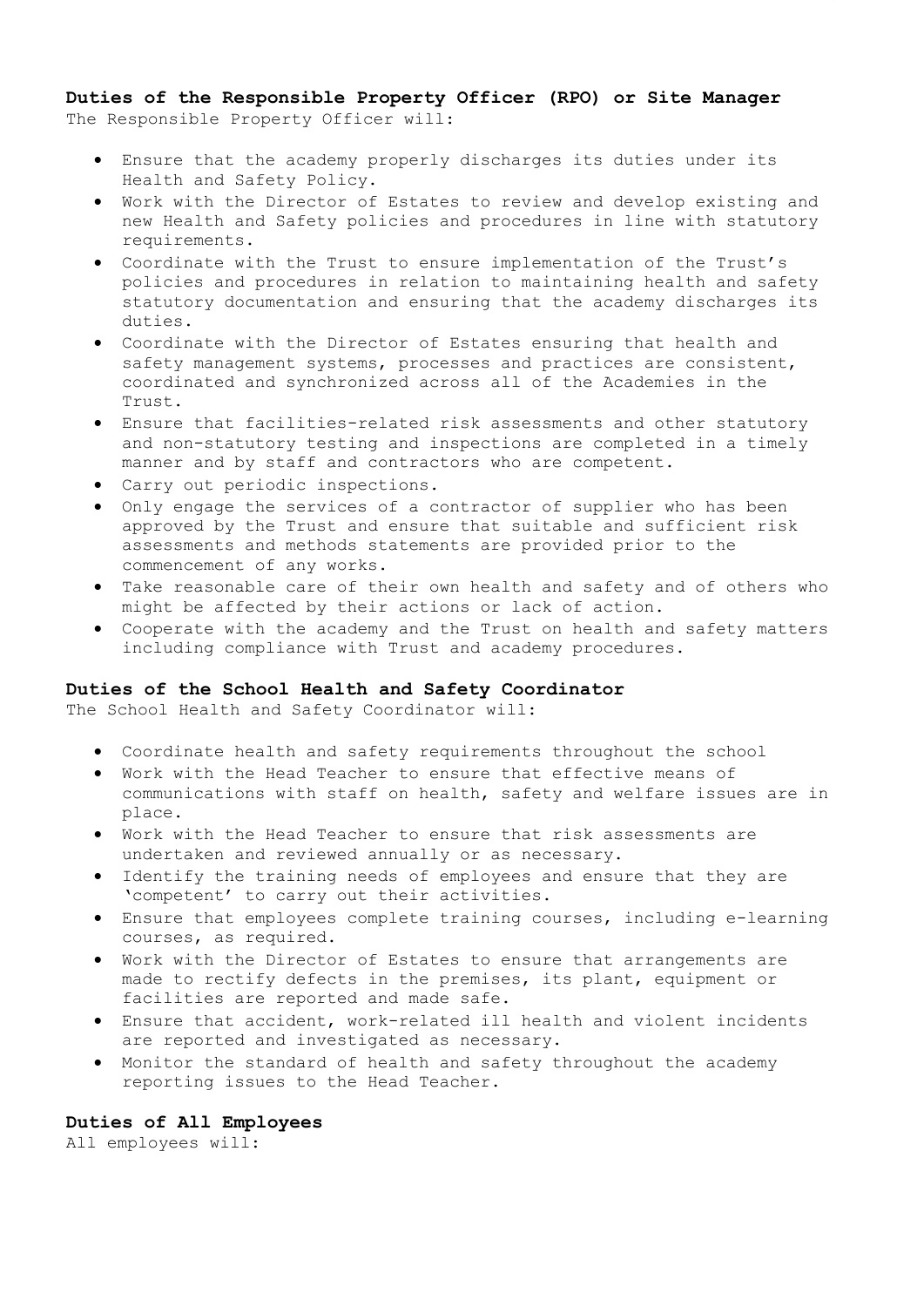**Duties of the Responsible Property Officer (RPO) or Site Manager**

The Responsible Property Officer will:

- Ensure that the academy properly discharges its duties under its Health and Safety Policy.
- Work with the Director of Estates to review and develop existing and new Health and Safety policies and procedures in line with statutory requirements.
- Coordinate with the Trust to ensure implementation of the Trust's policies and procedures in relation to maintaining health and safety statutory documentation and ensuring that the academy discharges its duties.
- Coordinate with the Director of Estates ensuring that health and safety management systems, processes and practices are consistent, coordinated and synchronized across all of the Academies in the Trust.
- Ensure that facilities-related risk assessments and other statutory and non-statutory testing and inspections are completed in a timely manner and by staff and contractors who are competent.
- Carry out periodic inspections.
- Only engage the services of a contractor of supplier who has been approved by the Trust and ensure that suitable and sufficient risk assessments and methods statements are provided prior to the commencement of any works.
- Take reasonable care of their own health and safety and of others who might be affected by their actions or lack of action.
- Cooperate with the academy and the Trust on health and safety matters including compliance with Trust and academy procedures.

**Duties of the School Health and Safety Coordinator**

The School Health and Safety Coordinator will:

- Coordinate health and safety requirements throughout the school
- Work with the Head Teacher to ensure that effective means of communications with staff on health, safety and welfare issues are in place.
- Work with the Head Teacher to ensure that risk assessments are undertaken and reviewed annually or as necessary.
- Identify the training needs of employees and ensure that they are 'competent' to carry out their activities.
- Ensure that employees complete training courses, including e-learning courses, as required.
- Work with the Director of Estates to ensure that arrangements are made to rectify defects in the premises, its plant, equipment or facilities are reported and made safe.
- Ensure that accident, work-related ill health and violent incidents are reported and investigated as necessary.
- Monitor the standard of health and safety throughout the academy reporting issues to the Head Teacher.

**Duties of All Employees**

All employees will: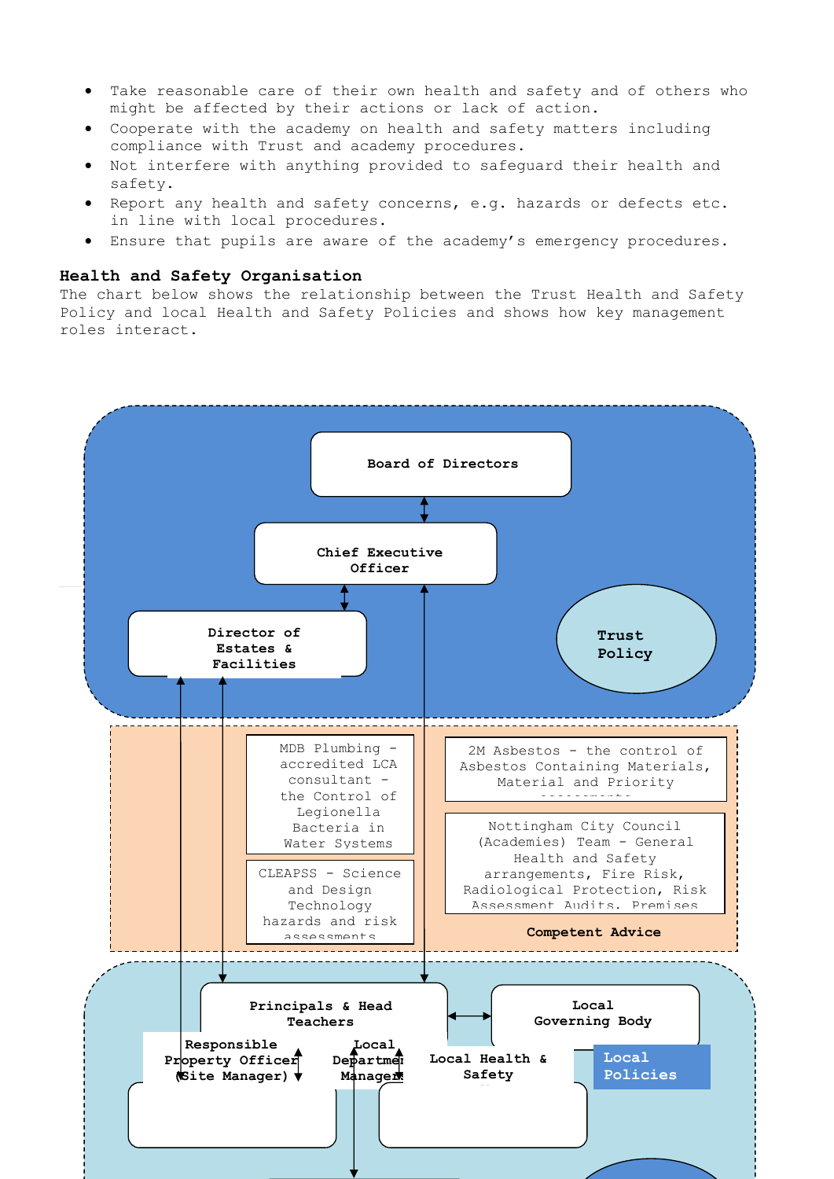- Take reasonable care of their own health and safety and of others who might be affected by their actions or lack of action.
- Cooperate with the academy on health and safety matters including compliance with Trust and academy procedures.
- Not interfere with anything provided to safeguard their health and safety.
- Report any health and safety concerns, e.g. hazards or defects etc. in line with local procedures.
- Ensure that pupils are aware of the academy's emergency procedures.

**Health and Safety Organisation**

The chart below shows the relationship between the Trust Health and Safety Policy and local Health and Safety Policies and shows how key management roles interact.

Board of Directors

Chief Executive Officer

Director of Estates & Facilities

Trust Policy

MDB Plumbing - accredited LCA consultant - the Control of Legionella Bacteria in Water Systems

2M Asbestos - the control of Asbestos Containing Materials, Material and Priority assessments

CLEAPSS - Science and Design Technology hazards and risk assessments

Nottingham City Council (Academies) Team - General Health and Safety arrangements, Fire Risk, Radiological Protection, Risk Assessment Audits, Premises

Competent Advice

Principals & Head Teachers

Local Governing Body

Local Policies

Responsible Property Officer (Site Manager)

Local Department Managers

Local Health & Safety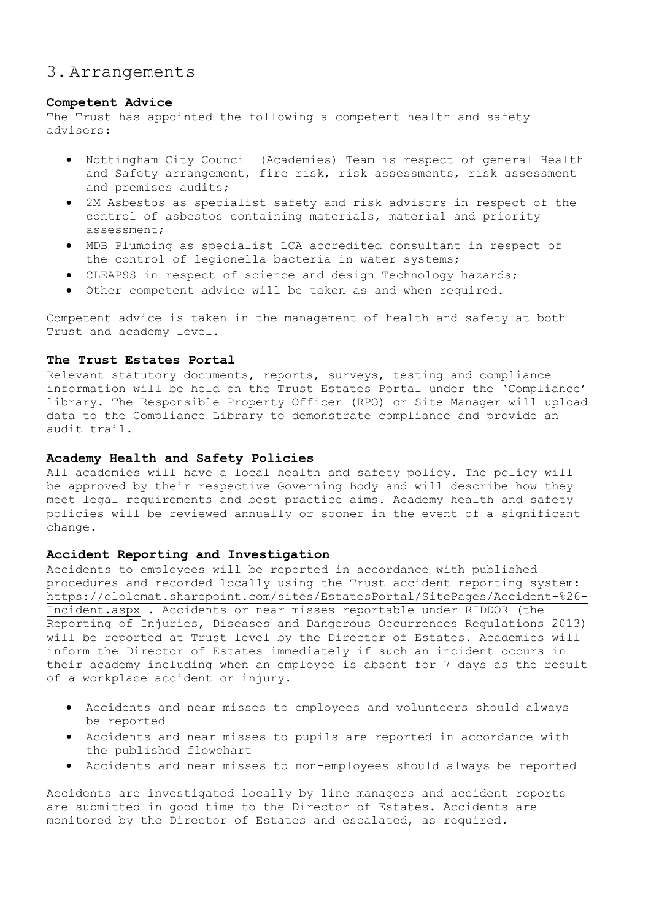# 3. Arrangements

**Competent Advice**
The Trust has appointed the following a competent health and safety advisers:

- Nottingham City Council (Academies) Team is respect of general Health and Safety arrangement, fire risk, risk assessments, risk assessment and premises audits;
- 2M Asbestos as specialist safety and risk advisors in respect of the control of asbestos containing materials, material and priority assessment;
- MDB Plumbing as specialist LCA accredited consultant in respect of the control of legionella bacteria in water systems;
- CLEAPSS in respect of science and design Technology hazards;
- Other competent advice will be taken as and when required.

Competent advice is taken in the management of health and safety at both Trust and academy level.

**The Trust Estates Portal**
Relevant statutory documents, reports, surveys, testing and compliance information will be held on the Trust Estates Portal under the 'Compliance' library. The Responsible Property Officer (RPO) or Site Manager will upload data to the Compliance Library to demonstrate compliance and provide an audit trail.

**Academy Health and Safety Policies**
All academies will have a local health and safety policy. The policy will be approved by their respective Governing Body and will describe how they meet legal requirements and best practice aims. Academy health and safety policies will be reviewed annually or sooner in the event of a significant change.

**Accident Reporting and Investigation**
Accidents to employees will be reported in accordance with published procedures and recorded locally using the Trust accident reporting system: https://ololcmat.sharepoint.com/sites/EstatesPortal/SitePages/Accident-%26-Incident.aspx . Accidents or near misses reportable under RIDDOR (the Reporting of Injuries, Diseases and Dangerous Occurrences Regulations 2013) will be reported at Trust level by the Director of Estates. Academies will inform the Director of Estates immediately if such an incident occurs in their academy including when an employee is absent for 7 days as the result of a workplace accident or injury.

- Accidents and near misses to employees and volunteers should always be reported
- Accidents and near misses to pupils are reported in accordance with the published flowchart
- Accidents and near misses to non-employees should always be reported

Accidents are investigated locally by line managers and accident reports are submitted in good time to the Director of Estates. Accidents are monitored by the Director of Estates and escalated, as required.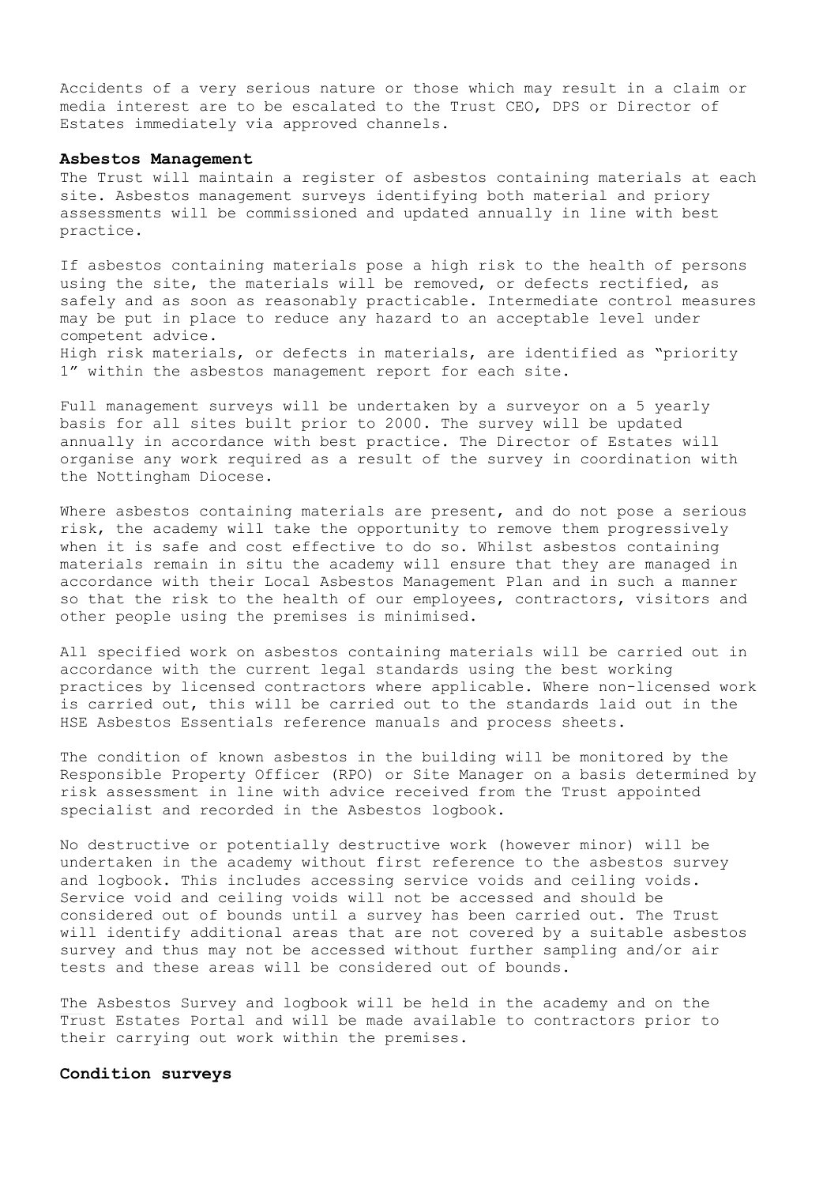Accidents of a very serious nature or those which may result in a claim or media interest are to be escalated to the Trust CEO, DPS or Director of Estates immediately via approved channels.

**Asbestos Management**

The Trust will maintain a register of asbestos containing materials at each site. Asbestos management surveys identifying both material and priory assessments will be commissioned and updated annually in line with best practice.

If asbestos containing materials pose a high risk to the health of persons using the site, the materials will be removed, or defects rectified, as safely and as soon as reasonably practicable. Intermediate control measures may be put in place to reduce any hazard to an acceptable level under competent advice.
High risk materials, or defects in materials, are identified as "priority 1" within the asbestos management report for each site.

Full management surveys will be undertaken by a surveyor on a 5 yearly basis for all sites built prior to 2000. The survey will be updated annually in accordance with best practice. The Director of Estates will organise any work required as a result of the survey in coordination with the Nottingham Diocese.

Where asbestos containing materials are present, and do not pose a serious risk, the academy will take the opportunity to remove them progressively when it is safe and cost effective to do so. Whilst asbestos containing materials remain in situ the academy will ensure that they are managed in accordance with their Local Asbestos Management Plan and in such a manner so that the risk to the health of our employees, contractors, visitors and other people using the premises is minimised.

All specified work on asbestos containing materials will be carried out in accordance with the current legal standards using the best working practices by licensed contractors where applicable. Where non-licensed work is carried out, this will be carried out to the standards laid out in the HSE Asbestos Essentials reference manuals and process sheets.

The condition of known asbestos in the building will be monitored by the Responsible Property Officer (RPO) or Site Manager on a basis determined by risk assessment in line with advice received from the Trust appointed specialist and recorded in the Asbestos logbook.

No destructive or potentially destructive work (however minor) will be undertaken in the academy without first reference to the asbestos survey and logbook. This includes accessing service voids and ceiling voids. Service void and ceiling voids will not be accessed and should be considered out of bounds until a survey has been carried out. The Trust will identify additional areas that are not covered by a suitable asbestos survey and thus may not be accessed without further sampling and/or air tests and these areas will be considered out of bounds.

The Asbestos Survey and logbook will be held in the academy and on the Trust Estates Portal and will be made available to contractors prior to their carrying out work within the premises.

**Condition surveys**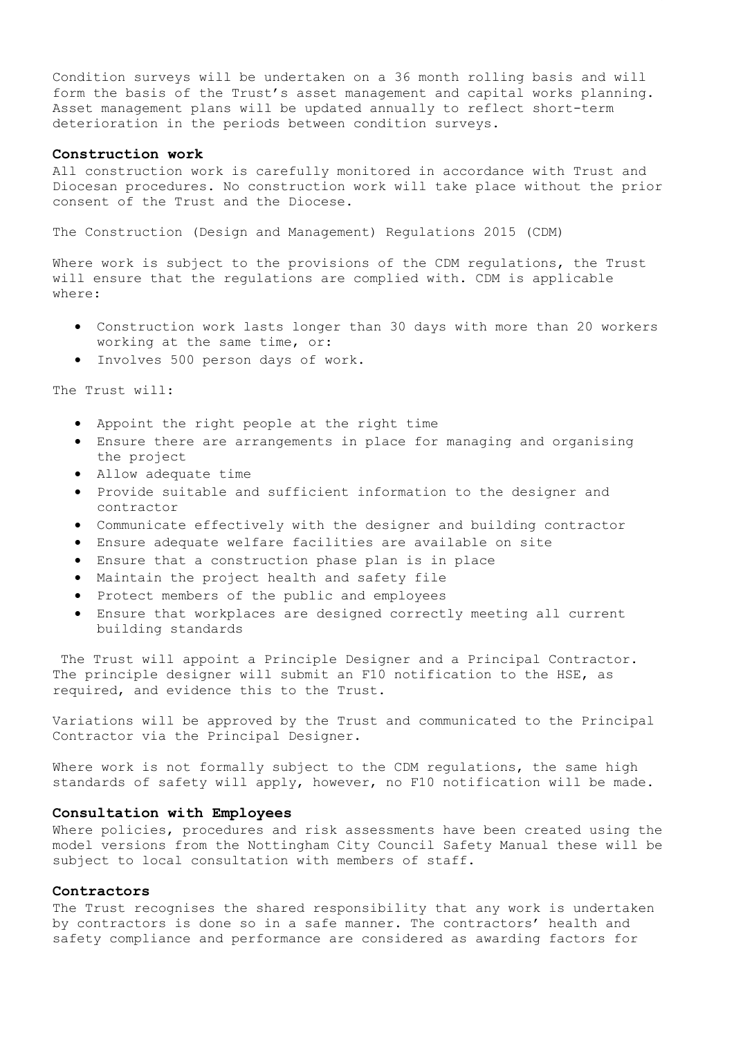Condition surveys will be undertaken on a 36 month rolling basis and will form the basis of the Trust's asset management and capital works planning. Asset management plans will be updated annually to reflect short-term deterioration in the periods between condition surveys.

**Construction work**

All construction work is carefully monitored in accordance with Trust and Diocesan procedures. No construction work will take place without the prior consent of the Trust and the Diocese.

The Construction (Design and Management) Regulations 2015 (CDM)

Where work is subject to the provisions of the CDM regulations, the Trust will ensure that the regulations are complied with. CDM is applicable where:

- Construction work lasts longer than 30 days with more than 20 workers working at the same time, or:
- Involves 500 person days of work.

The Trust will:

- Appoint the right people at the right time
- Ensure there are arrangements in place for managing and organising the project
- Allow adequate time
- Provide suitable and sufficient information to the designer and contractor
- Communicate effectively with the designer and building contractor
- Ensure adequate welfare facilities are available on site
- Ensure that a construction phase plan is in place
- Maintain the project health and safety file
- Protect members of the public and employees
- Ensure that workplaces are designed correctly meeting all current building standards

The Trust will appoint a Principle Designer and a Principal Contractor. The principle designer will submit an F10 notification to the HSE, as required, and evidence this to the Trust.

Variations will be approved by the Trust and communicated to the Principal Contractor via the Principal Designer.

Where work is not formally subject to the CDM regulations, the same high standards of safety will apply, however, no F10 notification will be made.

**Consultation with Employees**

Where policies, procedures and risk assessments have been created using the model versions from the Nottingham City Council Safety Manual these will be subject to local consultation with members of staff.

**Contractors**

The Trust recognises the shared responsibility that any work is undertaken by contractors is done so in a safe manner. The contractors' health and safety compliance and performance are considered as awarding factors for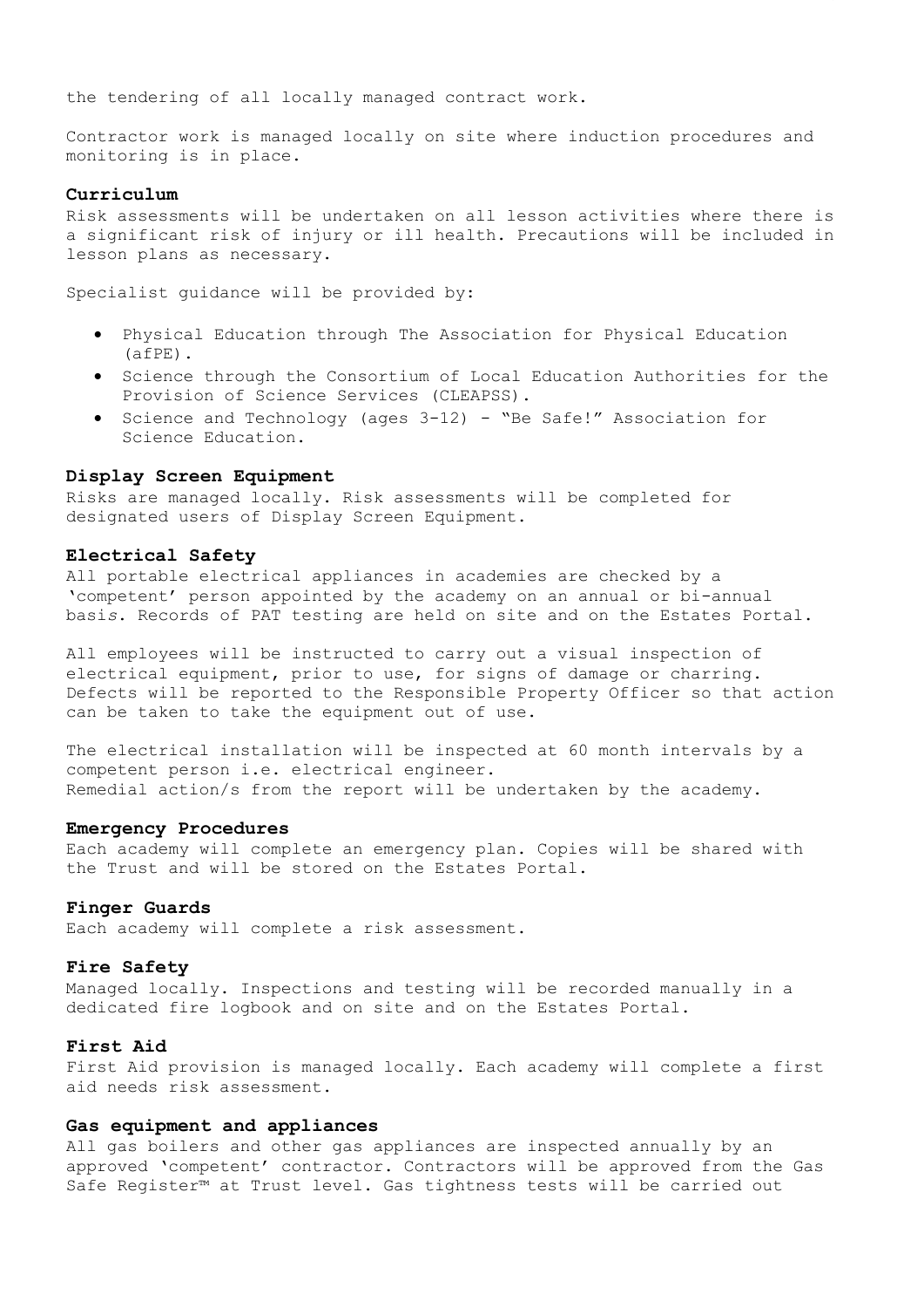the tendering of all locally managed contract work.

Contractor work is managed locally on site where induction procedures and monitoring is in place.

**Curriculum**

Risk assessments will be undertaken on all lesson activities where there is a significant risk of injury or ill health. Precautions will be included in lesson plans as necessary.

Specialist guidance will be provided by:

- Physical Education through The Association for Physical Education (afPE).
- Science through the Consortium of Local Education Authorities for the Provision of Science Services (CLEAPSS).
- Science and Technology (ages 3-12) - "Be Safe!" Association for Science Education.

**Display Screen Equipment**

Risks are managed locally. Risk assessments will be completed for designated users of Display Screen Equipment.

**Electrical Safety**

All portable electrical appliances in academies are checked by a 'competent' person appointed by the academy on an annual or bi-annual basis. Records of PAT testing are held on site and on the Estates Portal.

All employees will be instructed to carry out a visual inspection of electrical equipment, prior to use, for signs of damage or charring. Defects will be reported to the Responsible Property Officer so that action can be taken to take the equipment out of use.

The electrical installation will be inspected at 60 month intervals by a competent person i.e. electrical engineer.
Remedial action/s from the report will be undertaken by the academy.

**Emergency Procedures**

Each academy will complete an emergency plan. Copies will be shared with the Trust and will be stored on the Estates Portal.

**Finger Guards**

Each academy will complete a risk assessment.

**Fire Safety**

Managed locally. Inspections and testing will be recorded manually in a dedicated fire logbook and on site and on the Estates Portal.

**First Aid**

First Aid provision is managed locally. Each academy will complete a first aid needs risk assessment.

**Gas equipment and appliances**

All gas boilers and other gas appliances are inspected annually by an approved 'competent' contractor. Contractors will be approved from the Gas Safe Register™ at Trust level. Gas tightness tests will be carried out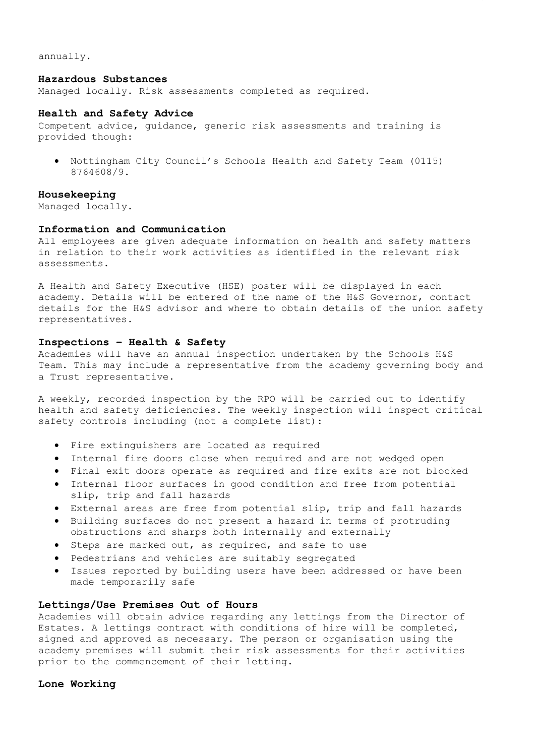annually.

**Hazardous Substances**
Managed locally. Risk assessments completed as required.

**Health and Safety Advice**
Competent advice, guidance, generic risk assessments and training is provided though:

- Nottingham City Council's Schools Health and Safety Team (0115) 8764608/9.

**Housekeeping**
Managed locally.

**Information and Communication**
All employees are given adequate information on health and safety matters in relation to their work activities as identified in the relevant risk assessments.

A Health and Safety Executive (HSE) poster will be displayed in each academy. Details will be entered of the name of the H&S Governor, contact details for the H&S advisor and where to obtain details of the union safety representatives.

**Inspections – Health & Safety**
Academies will have an annual inspection undertaken by the Schools H&S Team. This may include a representative from the academy governing body and a Trust representative.

A weekly, recorded inspection by the RPO will be carried out to identify health and safety deficiencies. The weekly inspection will inspect critical safety controls including (not a complete list):

- Fire extinguishers are located as required
- Internal fire doors close when required and are not wedged open
- Final exit doors operate as required and fire exits are not blocked
- Internal floor surfaces in good condition and free from potential slip, trip and fall hazards
- External areas are free from potential slip, trip and fall hazards
- Building surfaces do not present a hazard in terms of protruding obstructions and sharps both internally and externally
- Steps are marked out, as required, and safe to use
- Pedestrians and vehicles are suitably segregated
- Issues reported by building users have been addressed or have been made temporarily safe

**Lettings/Use Premises Out of Hours**
Academies will obtain advice regarding any lettings from the Director of Estates. A lettings contract with conditions of hire will be completed, signed and approved as necessary. The person or organisation using the academy premises will submit their risk assessments for their activities prior to the commencement of their letting.

**Lone Working**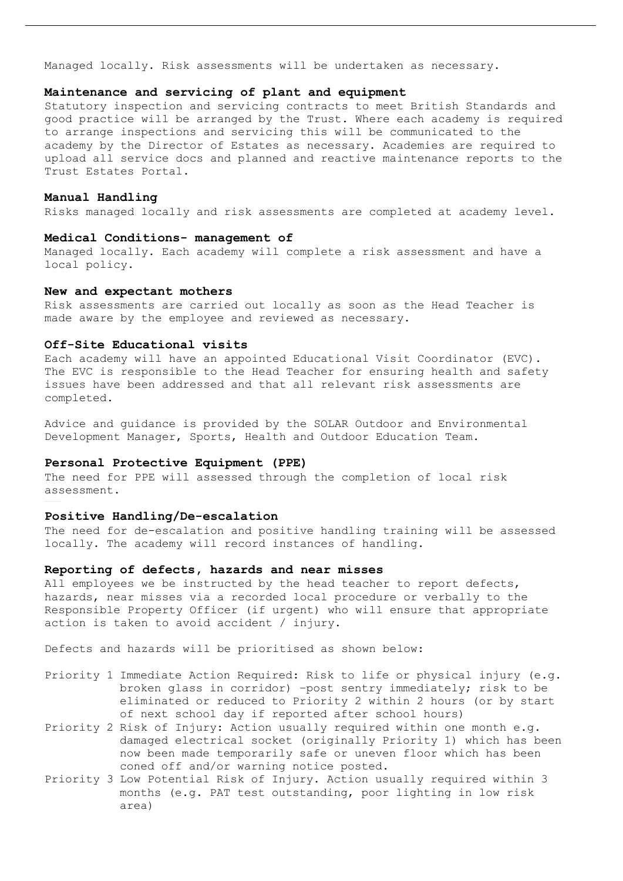Managed locally. Risk assessments will be undertaken as necessary.

**Maintenance and servicing of plant and equipment**

Statutory inspection and servicing contracts to meet British Standards and good practice will be arranged by the Trust. Where each academy is required to arrange inspections and servicing this will be communicated to the academy by the Director of Estates as necessary. Academies are required to upload all service docs and planned and reactive maintenance reports to the Trust Estates Portal.

**Manual Handling**

Risks managed locally and risk assessments are completed at academy level.

**Medical Conditions- management of**

Managed locally. Each academy will complete a risk assessment and have a local policy.

**New and expectant mothers**

Risk assessments are carried out locally as soon as the Head Teacher is made aware by the employee and reviewed as necessary.

**Off-Site Educational visits**

Each academy will have an appointed Educational Visit Coordinator (EVC). The EVC is responsible to the Head Teacher for ensuring health and safety issues have been addressed and that all relevant risk assessments are completed.

Advice and guidance is provided by the SOLAR Outdoor and Environmental Development Manager, Sports, Health and Outdoor Education Team.

**Personal Protective Equipment (PPE)**

The need for PPE will assessed through the completion of local risk assessment.

**Positive Handling/De-escalation**

The need for de-escalation and positive handling training will be assessed locally. The academy will record instances of handling.

**Reporting of defects, hazards and near misses**

All employees we be instructed by the head teacher to report defects, hazards, near misses via a recorded local procedure or verbally to the Responsible Property Officer (if urgent) who will ensure that appropriate action is taken to avoid accident / injury.

Defects and hazards will be prioritised as shown below:

- Priority 1 Immediate Action Required: Risk to life or physical injury (e.g. broken glass in corridor) –post sentry immediately; risk to be eliminated or reduced to Priority 2 within 2 hours (or by start of next school day if reported after school hours)
- Priority 2 Risk of Injury: Action usually required within one month e.g. damaged electrical socket (originally Priority 1) which has been now been made temporarily safe or uneven floor which has been coned off and/or warning notice posted.
- Priority 3 Low Potential Risk of Injury. Action usually required within 3 months (e.g. PAT test outstanding, poor lighting in low risk area)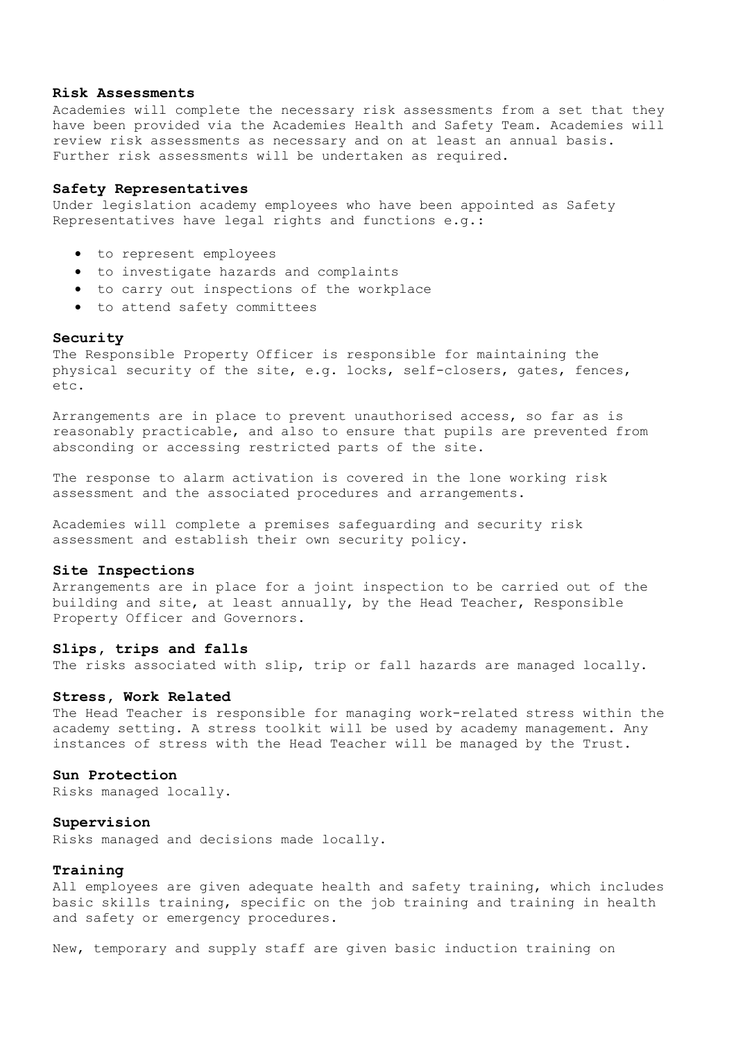**Risk Assessments**
Academies will complete the necessary risk assessments from a set that they have been provided via the Academies Health and Safety Team. Academies will review risk assessments as necessary and on at least an annual basis. Further risk assessments will be undertaken as required.

**Safety Representatives**
Under legislation academy employees who have been appointed as Safety Representatives have legal rights and functions e.g.:

- to represent employees
- to investigate hazards and complaints
- to carry out inspections of the workplace
- to attend safety committees

**Security**
The Responsible Property Officer is responsible for maintaining the physical security of the site, e.g. locks, self-closers, gates, fences, etc.

Arrangements are in place to prevent unauthorised access, so far as is reasonably practicable, and also to ensure that pupils are prevented from absconding or accessing restricted parts of the site.

The response to alarm activation is covered in the lone working risk assessment and the associated procedures and arrangements.

Academies will complete a premises safeguarding and security risk assessment and establish their own security policy.

**Site Inspections**
Arrangements are in place for a joint inspection to be carried out of the building and site, at least annually, by the Head Teacher, Responsible Property Officer and Governors.

**Slips, trips and falls**
The risks associated with slip, trip or fall hazards are managed locally.

**Stress, Work Related**
The Head Teacher is responsible for managing work-related stress within the academy setting. A stress toolkit will be used by academy management. Any instances of stress with the Head Teacher will be managed by the Trust.

**Sun Protection**
Risks managed locally.

**Supervision**
Risks managed and decisions made locally.

**Training**
All employees are given adequate health and safety training, which includes basic skills training, specific on the job training and training in health and safety or emergency procedures.

New, temporary and supply staff are given basic induction training on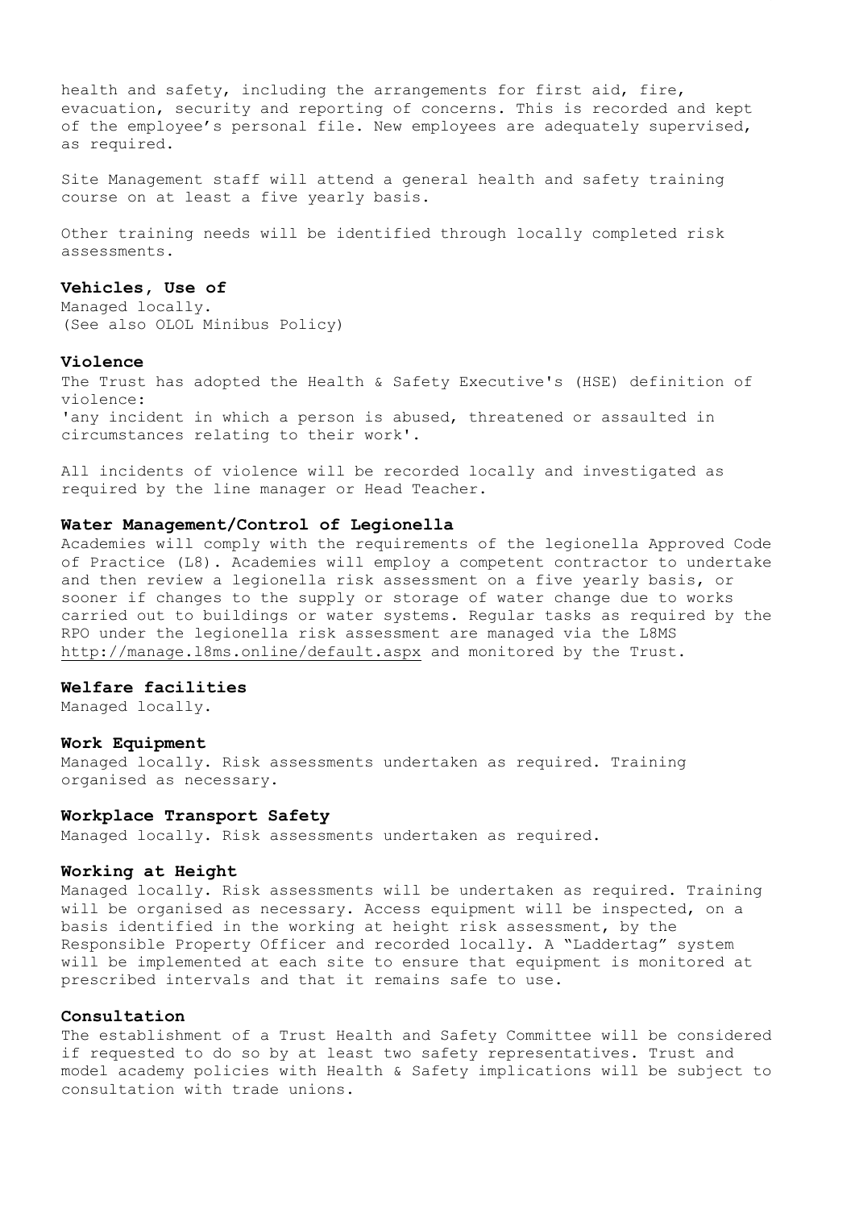health and safety, including the arrangements for first aid, fire, evacuation, security and reporting of concerns. This is recorded and kept of the employee's personal file. New employees are adequately supervised, as required.

Site Management staff will attend a general health and safety training course on at least a five yearly basis.

Other training needs will be identified through locally completed risk assessments.

**Vehicles, Use of**

Managed locally.
(See also OLOL Minibus Policy)

**Violence**

The Trust has adopted the Health & Safety Executive's (HSE) definition of violence:
'any incident in which a person is abused, threatened or assaulted in circumstances relating to their work'.

All incidents of violence will be recorded locally and investigated as required by the line manager or Head Teacher.

**Water Management/Control of Legionella**

Academies will comply with the requirements of the legionella Approved Code of Practice (L8). Academies will employ a competent contractor to undertake and then review a legionella risk assessment on a five yearly basis, or sooner if changes to the supply or storage of water change due to works carried out to buildings or water systems. Regular tasks as required by the RPO under the legionella risk assessment are managed via the L8MS http://manage.l8ms.online/default.aspx and monitored by the Trust.

**Welfare facilities**

Managed locally.

**Work Equipment**

Managed locally. Risk assessments undertaken as required. Training organised as necessary.

**Workplace Transport Safety**

Managed locally. Risk assessments undertaken as required.

**Working at Height**

Managed locally. Risk assessments will be undertaken as required. Training will be organised as necessary. Access equipment will be inspected, on a basis identified in the working at height risk assessment, by the Responsible Property Officer and recorded locally. A "Laddertag" system will be implemented at each site to ensure that equipment is monitored at prescribed intervals and that it remains safe to use.

**Consultation**

The establishment of a Trust Health and Safety Committee will be considered if requested to do so by at least two safety representatives. Trust and model academy policies with Health & Safety implications will be subject to consultation with trade unions.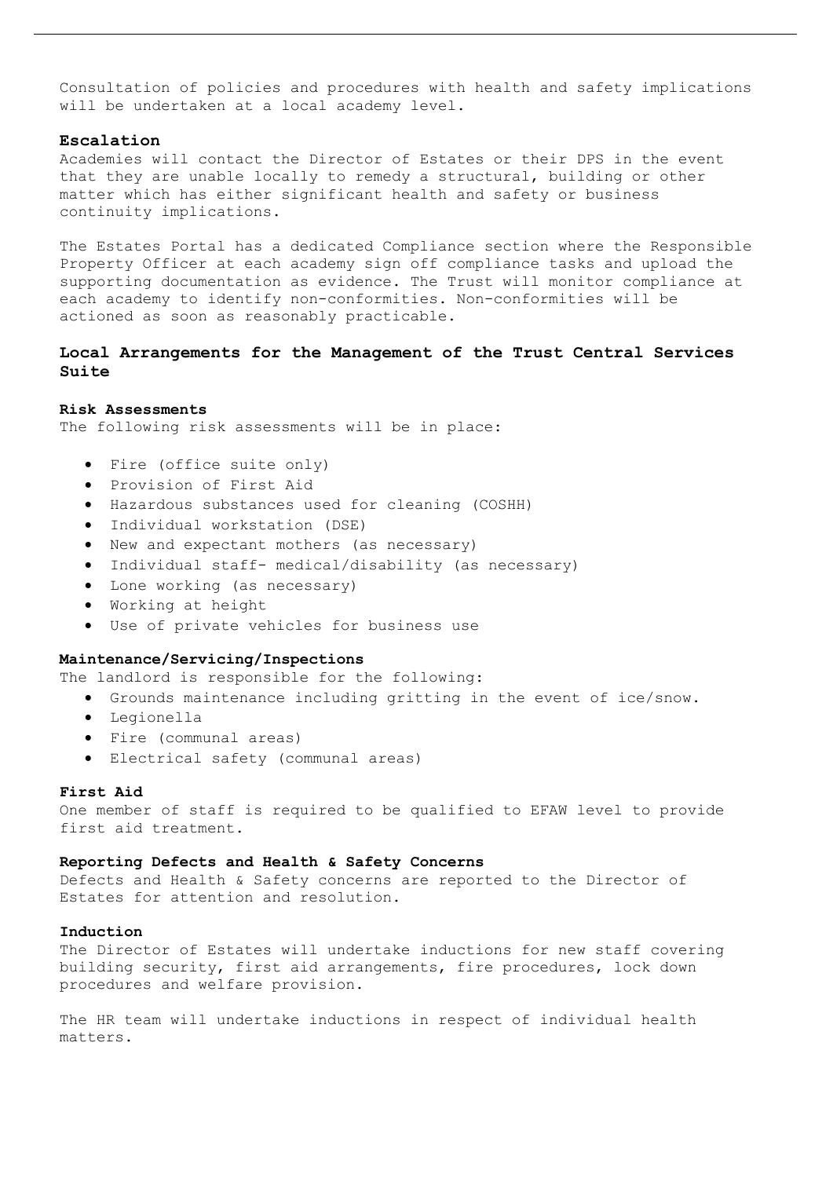Consultation of policies and procedures with health and safety implications will be undertaken at a local academy level.

**Escalation**

Academies will contact the Director of Estates or their DPS in the event that they are unable locally to remedy a structural, building or other matter which has either significant health and safety or business continuity implications.

The Estates Portal has a dedicated Compliance section where the Responsible Property Officer at each academy sign off compliance tasks and upload the supporting documentation as evidence. The Trust will monitor compliance at each academy to identify non-conformities. Non-conformities will be actioned as soon as reasonably practicable.

## Local Arrangements for the Management of the Trust Central Services Suite

**Risk Assessments**

The following risk assessments will be in place:

- Fire (office suite only)
- Provision of First Aid
- Hazardous substances used for cleaning (COSHH)
- Individual workstation (DSE)
- New and expectant mothers (as necessary)
- Individual staff- medical/disability (as necessary)
- Lone working (as necessary)
- Working at height
- Use of private vehicles for business use

**Maintenance/Servicing/Inspections**

The landlord is responsible for the following:

- Grounds maintenance including gritting in the event of ice/snow.
- Legionella
- Fire (communal areas)
- Electrical safety (communal areas)

**First Aid**

One member of staff is required to be qualified to EFAW level to provide first aid treatment.

**Reporting Defects and Health & Safety Concerns**

Defects and Health & Safety concerns are reported to the Director of Estates for attention and resolution.

**Induction**

The Director of Estates will undertake inductions for new staff covering building security, first aid arrangements, fire procedures, lock down procedures and welfare provision.

The HR team will undertake inductions in respect of individual health matters.